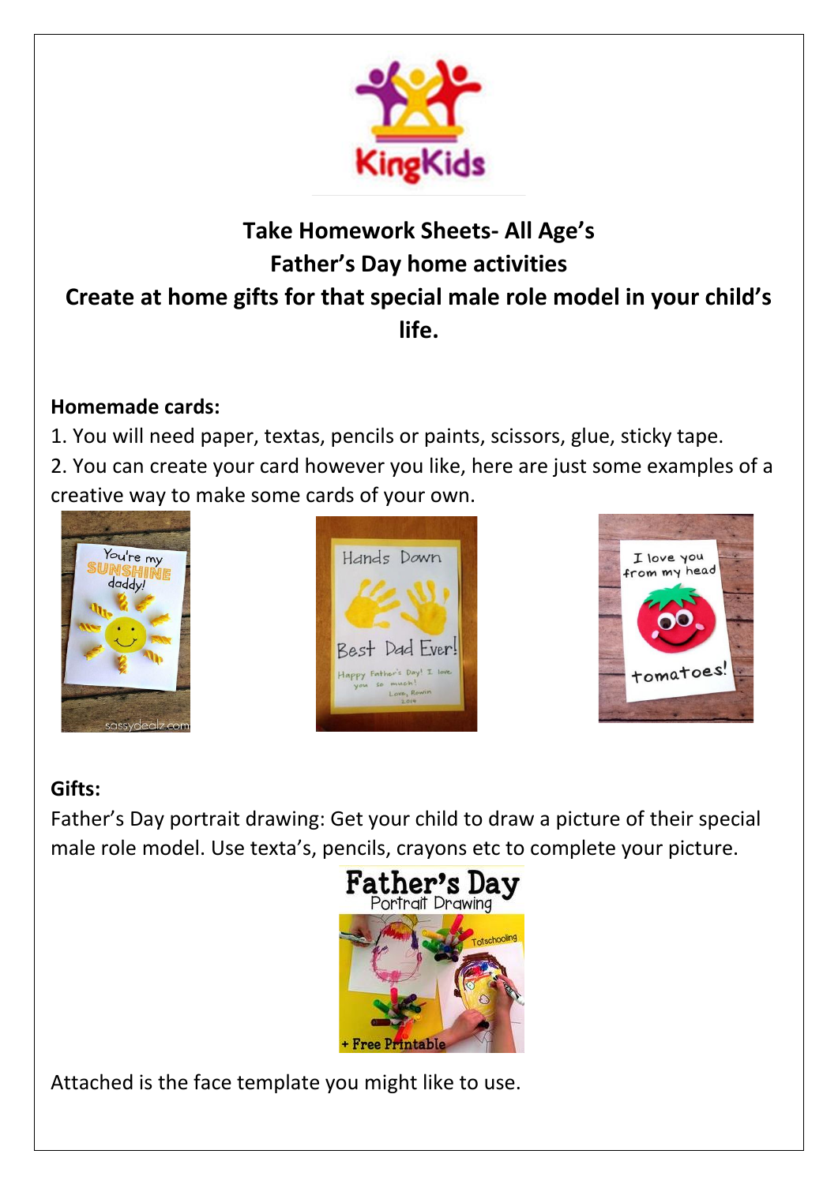**Take Homework Sheets- All Age's**
**Father's Day home activities**
**Create at home gifts for that special male role model in your child's life.**

**Homemade cards:**

1. You will need paper, textas, pencils or paints, scissors, glue, sticky tape.
2. You can create your card however you like, here are just some examples of a creative way to make some cards of your own.

**Gifts:**

Father's Day portrait drawing: Get your child to draw a picture of their special male role model. Use texta's, pencils, crayons etc to complete your picture.

Attached is the face template you might like to use.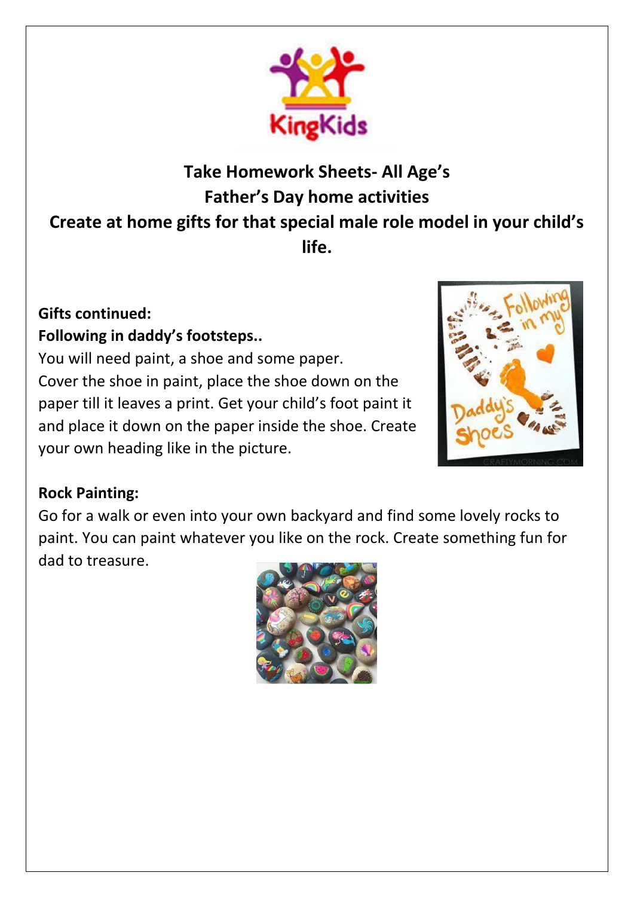**Take Homework Sheets- All Age's**

**Father's Day home activities**

**Create at home gifts for that special male role model in your child's life.**

**Gifts continued:**

**Following in daddy's footsteps..**

You will need paint, a shoe and some paper.

Cover the shoe in paint, place the shoe down on the paper till it leaves a print. Get your child's foot paint it and place it down on the paper inside the shoe. Create your own heading like in the picture.

**Rock Painting:**

Go for a walk or even into your own backyard and find some lovely rocks to paint. You can paint whatever you like on the rock. Create something fun for dad to treasure.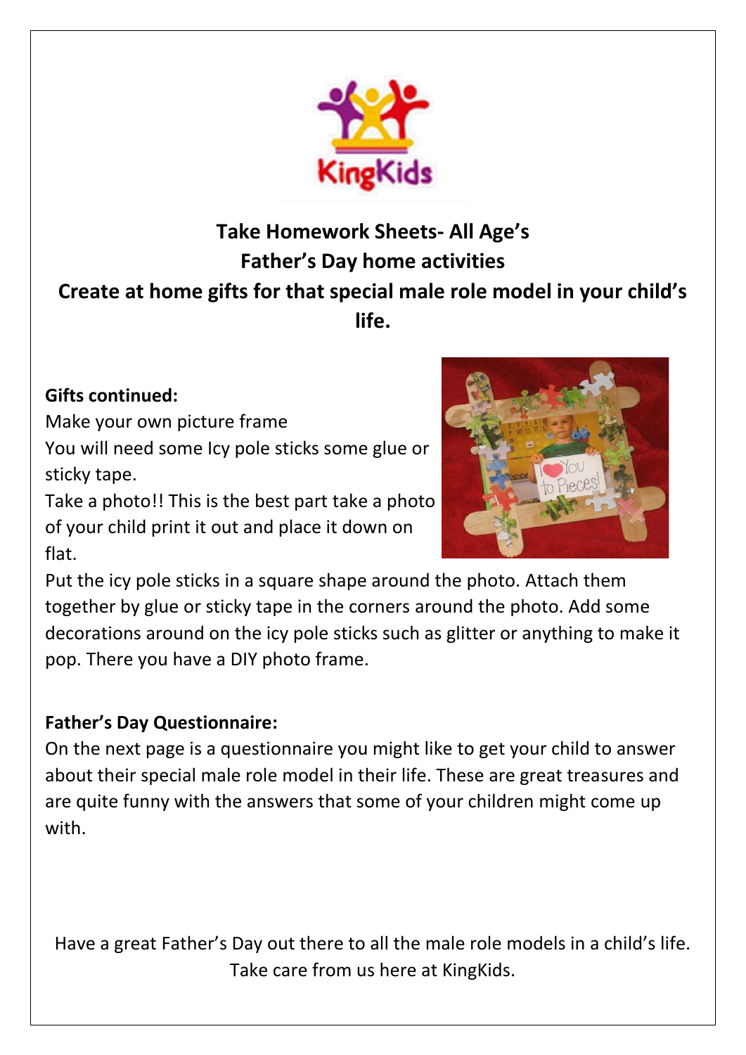**Take Homework Sheets- All Age's**
**Father's Day home activities**
**Create at home gifts for that special male role model in your child's life.**

**Gifts continued:**

Make your own picture frame

You will need some Icy pole sticks some glue or sticky tape.

Take a photo!! This is the best part take a photo of your child print it out and place it down on flat.

Put the icy pole sticks in a square shape around the photo. Attach them together by glue or sticky tape in the corners around the photo. Add some decorations around on the icy pole sticks such as glitter or anything to make it pop. There you have a DIY photo frame.

**Father's Day Questionnaire:**

On the next page is a questionnaire you might like to get your child to answer about their special male role model in their life. These are great treasures and are quite funny with the answers that some of your children might come up with.

Have a great Father's Day out there to all the male role models in a child's life. Take care from us here at KingKids.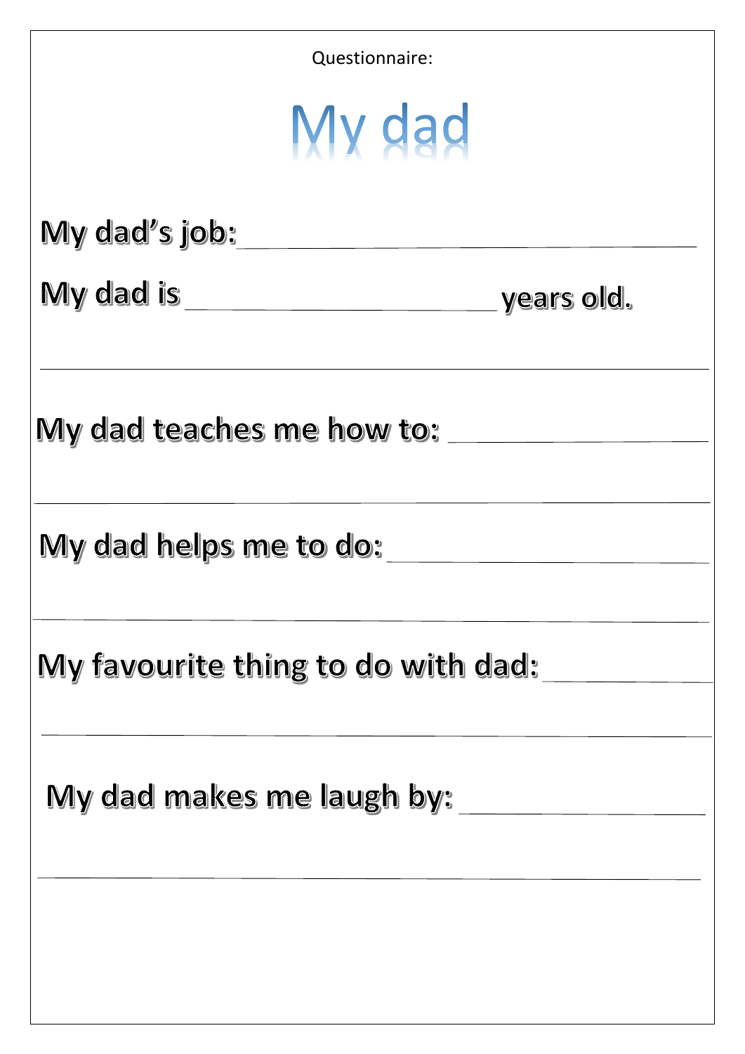Questionnaire:

# My dad

**My dad's job:** ________________________________

**My dad is** ____________________ **years old.**

_____________________________________________

**My dad teaches me how to:** ________________

_____________________________________________

**My dad helps me to do:** ____________________

_____________________________________________

**My favourite thing to do with dad:** __________

_____________________________________________

**My dad makes me laugh by:** ________________

_____________________________________________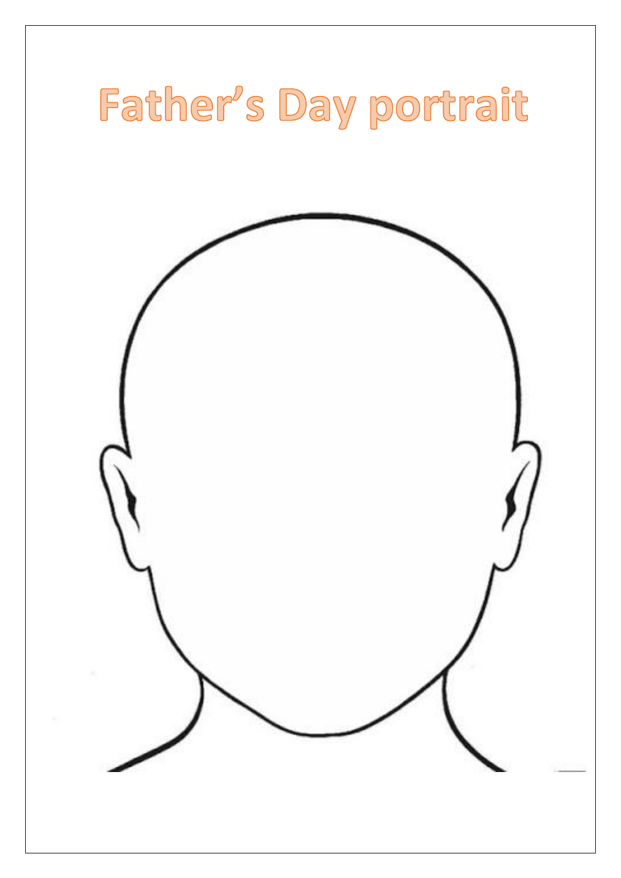# Father's Day portrait